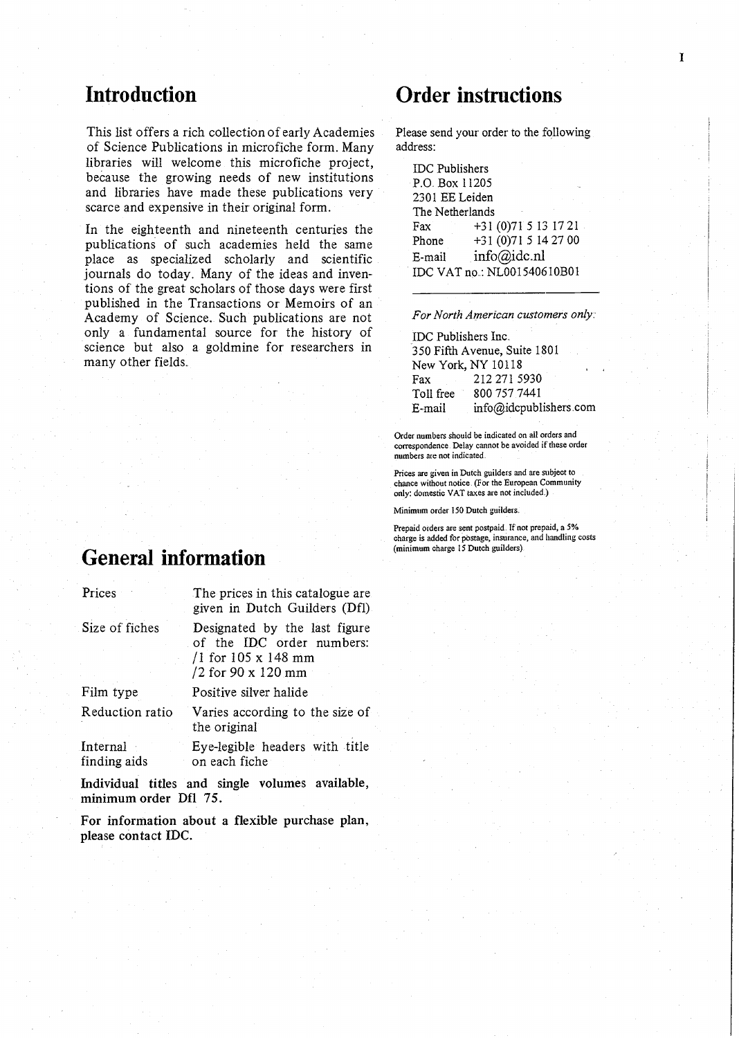# Introduction

This list offers a rich collection of early Academies of Science Publications in microfiche form. Many libraries will welcome this microfiche project, because the growing needs of new institutions and libraries have made these publications very scarce and expensive in their original form.

In the eighteenth and nineteenth centuries the publications of such academies held the same place as specialized scholarly and scientific journals do today. Many of the ideas and inventions of the great scholars of those days were first published in the Transactions or Memoirs of an Academy of Science. Such publications are not only a fundamental source for the history of science but also a goldmine for researchers in many other fields.

# General information

| | |
|---|---|
| Prices | The prices in this catalogue are given in Dutch Guilders (Dfl) |
| Size of fiches | Designated by the last figure of the IDC order numbers: /1 for 105 x 148 mm /2 for 90 x 120 mm |
| Film type | Positive silver halide |
| Reduction ratio | Varies according to the size of the original |
| Internal finding aids | Eye-legible headers with title on each fiche |

**Individual titles and single volumes available, minimum order Dfl 75.**

**For information about a flexible purchase plan, please contact IDC.**

# Order instructions

Please send your order to the following address:

IDC Publishers
P.O. Box 11205
2301 EE Leiden
The Netherlands
Fax +31 (0)71 5 13 17 21
Phone +31 (0)71 5 14 27 00
E-mail info@idc.nl
IDC VAT no.: NL001540610B01

*For North American customers only:*

IDC Publishers Inc.
350 Fifth Avenue, Suite 1801
New York, NY 10118
Fax 212 271 5930
Toll free 800 757 7441
E-mail info@idcpublishers.com

Order numbers should be indicated on all orders and correspondence. Delay cannot be avoided if these order numbers are not indicated.

Prices are given in Dutch guilders and are subject to chance without notice. (For the European Community only: domestic VAT taxes are not included.)

Minimum order 150 Dutch guilders.

Prepaid orders are sent postpaid. If not prepaid, a 5% charge is added for postage, insurance, and handling costs (minimum charge 15 Dutch guilders).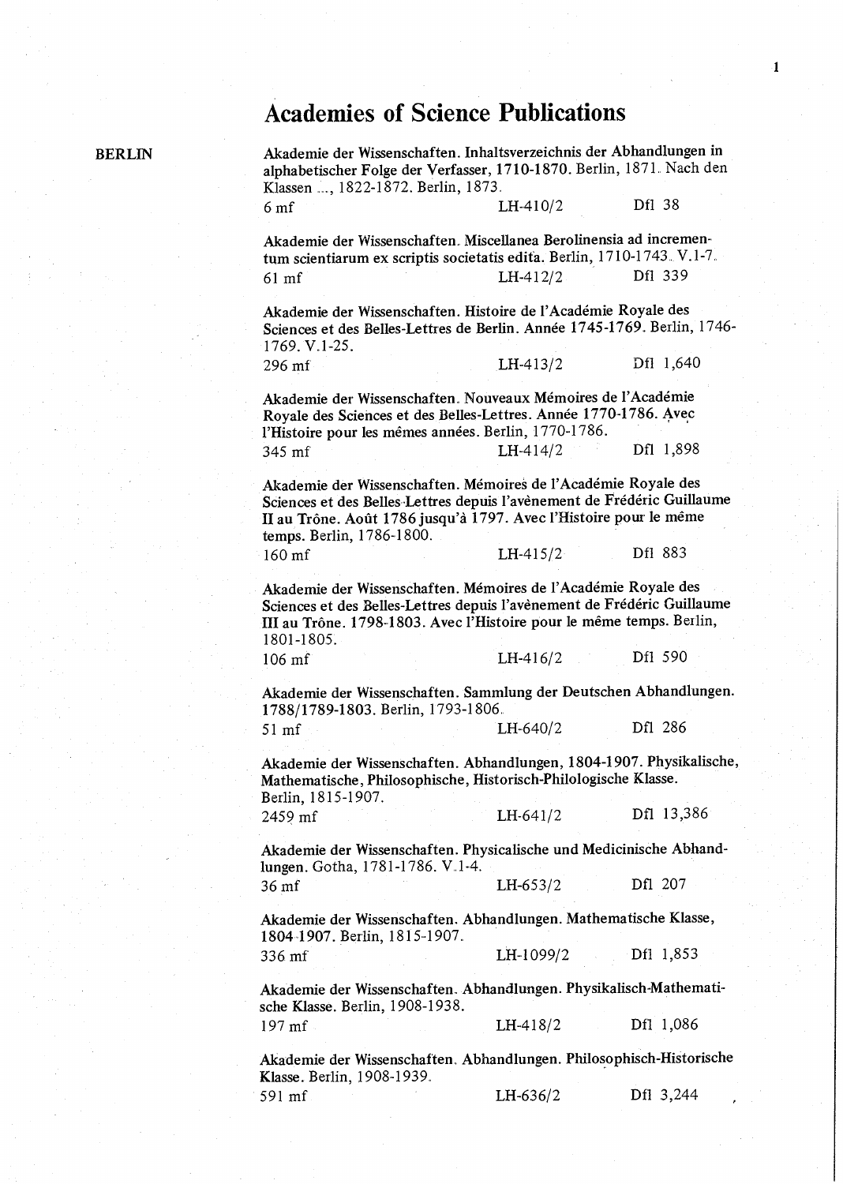# Academies of Science Publications

## BERLIN

**Akademie der Wissenschaften. Inhaltsverzeichnis der Abhandlungen in alphabetischer Folge der Verfasser, 1710-1870.** Berlin, 1871. Nach den Klassen ..., 1822-1872. Berlin, 1873.
6 mf LH-410/2 Dfl 38

**Akademie der Wissenschaften. Miscellanea Berolinensia ad incrementum scientiarum ex scriptis societatis edita.** Berlin, 1710-1743. V.1-7.
61 mf LH-412/2 Dfl 339

**Akademie der Wissenschaften. Histoire de l'Académie Royale des Sciences et des Belles-Lettres de Berlin. Année 1745-1769.** Berlin, 1746-1769. V.1-25.
296 mf LH-413/2 Dfl 1,640

**Akademie der Wissenschaften. Nouveaux Mémoires de l'Académie Royale des Sciences et des Belles-Lettres. Année 1770-1786. Avec l'Histoire pour les mêmes années.** Berlin, 1770-1786.
345 mf LH-414/2 Dfl 1,898

**Akademie der Wissenschaften. Mémoires de l'Académie Royale des Sciences et des Belles-Lettres depuis l'avènement de Frédéric Guillaume II au Trône. Août 1786 jusqu'à 1797. Avec l'Histoire pour le même temps.** Berlin, 1786-1800.
160 mf LH-415/2 Dfl 883

**Akademie der Wissenschaften. Mémoires de l'Académie Royale des Sciences et des Belles-Lettres depuis l'avènement de Frédéric Guillaume III au Trône. 1798-1803. Avec l'Histoire pour le même temps.** Berlin, 1801-1805.
106 mf LH-416/2 Dfl 590

**Akademie der Wissenschaften. Sammlung der Deutschen Abhandlungen. 1788/1789-1803.** Berlin, 1793-1806.
51 mf LH-640/2 Dfl 286

**Akademie der Wissenschaften. Abhandlungen, 1804-1907. Physikalische, Mathematische, Philosophische, Historisch-Philologische Klasse.** Berlin, 1815-1907.
2459 mf LH-641/2 Dfl 13,386

**Akademie der Wissenschaften. Physicalische und Medicinische Abhandlungen.** Gotha, 1781-1786. V.1-4.
36 mf LH-653/2 Dfl 207

**Akademie der Wissenschaften. Abhandlungen. Mathematische Klasse, 1804-1907.** Berlin, 1815-1907.
336 mf LH-1099/2 Dfl 1,853

**Akademie der Wissenschaften. Abhandlungen. Physikalisch-Mathematische Klasse.** Berlin, 1908-1938.
197 mf LH-418/2 Dfl 1,086

**Akademie der Wissenschaften. Abhandlungen. Philosophisch-Historische Klasse.** Berlin, 1908-1939.
591 mf LH-636/2 Dfl 3,244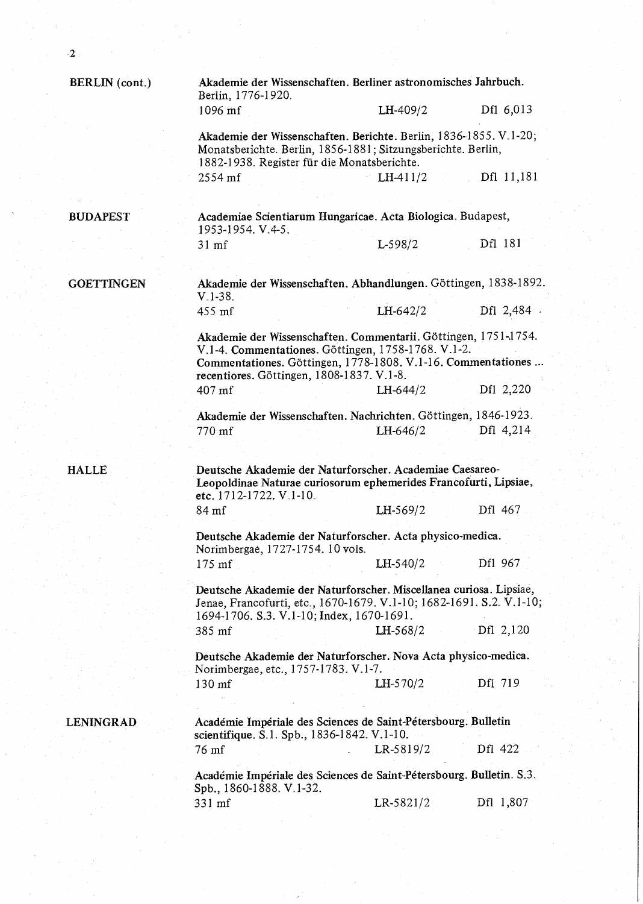**BERLIN (cont.)**

**Akademie der Wissenschaften. Berliner astronomisches Jahrbuch.** Berlin, 1776-1920.
1096 mf — LH-409/2 — Dfl 6,013

**Akademie der Wissenschaften. Berichte.** Berlin, 1836-1855. V.1-20; Monatsberichte. Berlin, 1856-1881; Sitzungsberichte. Berlin, 1882-1938. Register für die Monatsberichte.
2554 mf — LH-411/2 — Dfl 11,181

**BUDAPEST**

**Academiae Scientiarum Hungaricae. Acta Biologica.** Budapest, 1953-1954. V.4-5.
31 mf — L-598/2 — Dfl 181

**GOETTINGEN**

**Akademie der Wissenschaften. Abhandlungen.** Göttingen, 1838-1892. V.1-38.
455 mf — LH-642/2 — Dfl 2,484

**Akademie der Wissenschaften. Commentarii.** Göttingen, 1751-1754. V.1-4. **Commentationes.** Göttingen, 1758-1768. V.1-2. **Commentationes.** Göttingen, 1778-1808. V.1-16. **Commentationes ... recentiores.** Göttingen, 1808-1837. V.1-8.
407 mf — LH-644/2 — Dfl 2,220

**Akademie der Wissenschaften. Nachrichten.** Göttingen, 1846-1923.
770 mf — LH-646/2 — Dfl 4,214

**HALLE**

**Deutsche Akademie der Naturforscher. Academiae Caesareo-Leopoldinae Naturae curiosorum ephemerides Francofurti, Lipsiae,** etc. 1712-1722. V.1-10.
84 mf — LH-569/2 — Dfl 467

**Deutsche Akademie der Naturforscher. Acta physico-medica.** Norimbergae, 1727-1754. 10 vols.
175 mf — LH-540/2 — Dfl 967

**Deutsche Akademie der Naturforscher. Miscellanea curiosa.** Lipsiae, Jenae, Francofurti, etc., 1670-1679. V.1-10; 1682-1691. S.2. V.1-10; 1694-1706. S.3. V.1-10; Index, 1670-1691.
385 mf — LH-568/2 — Dfl 2,120

**Deutsche Akademie der Naturforscher. Nova Acta physico-medica.** Norimbergae, etc., 1757-1783. V.1-7.
130 mf — LH-570/2 — Dfl 719

**LENINGRAD**

**Académie Impériale des Sciences de Saint-Pétersbourg. Bulletin scientifique.** S.1. Spb., 1836-1842. V.1-10.
76 mf — LR-5819/2 — Dfl 422

**Académie Impériale des Sciences de Saint-Pétersbourg. Bulletin.** S.3. Spb., 1860-1888. V.1-32.
331 mf — LR-5821/2 — Dfl 1,807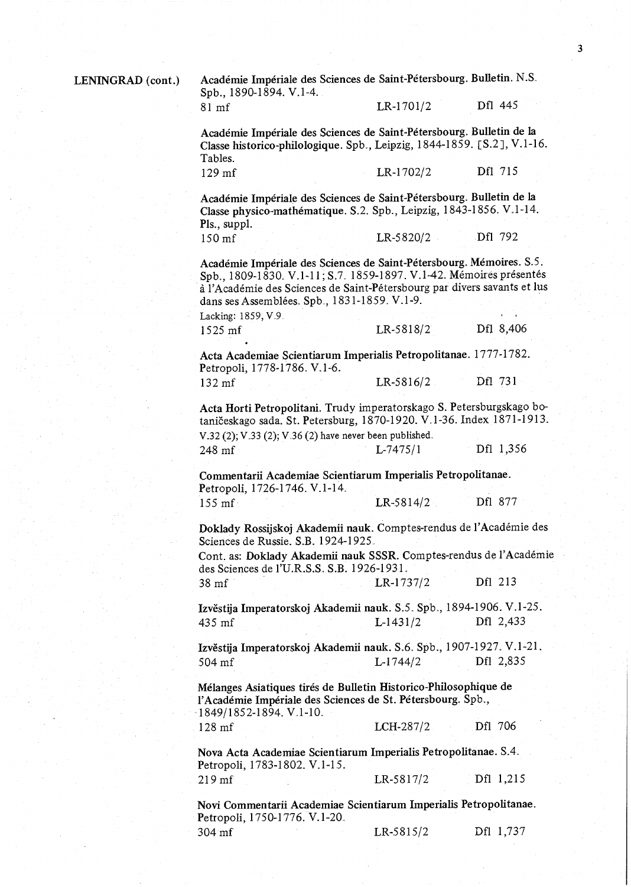LENINGRAD (cont.)

**Académie Impériale des Sciences de Saint-Pétersbourg. Bulletin.** N.S. Spb., 1890-1894. V.1-4.
81 mf LR-1701/2 Dfl 445

**Académie Impériale des Sciences de Saint-Pétersbourg. Bulletin de la Classe historico-philologique.** Spb., Leipzig, 1844-1859. [S.2], V.1-16. Tables.
129 mf LR-1702/2 Dfl 715

**Académie Impériale des Sciences de Saint-Pétersbourg. Bulletin de la Classe physico-mathématique.** S.2. Spb., Leipzig, 1843-1856. V.1-14. Pls., suppl.
150 mf LR-5820/2 Dfl 792

**Académie Impériale des Sciences de Saint-Pétersbourg. Mémoires.** S.5. Spb., 1809-1830. V.1-11; S.7. 1859-1897. V.1-42. Mémoires présentés à l'Académie des Sciences de Saint-Pétersbourg par divers savants et lus dans ses Assemblées. Spb., 1831-1859. V.1-9.
Lacking: 1859, V.9.
1525 mf LR-5818/2 Dfl 8,406

**Acta Academiae Scientiarum Imperialis Petropolitanae.** 1777-1782. Petropoli, 1778-1786. V.1-6.
132 mf LR-5816/2 Dfl 731

**Acta Horti Petropolitani.** Trudy imperatorskago S. Petersburgskago botaničeskago sada. St. Petersburg, 1870-1920. V.1-36. Index 1871-1913.
V.32 (2); V.33 (2); V.36 (2) have never been published.
248 mf L-7475/1 Dfl 1,356

**Commentarii Academiae Scientiarum Imperialis Petropolitanae.** Petropoli, 1726-1746. V.1-14.
155 mf LR-5814/2 Dfl 877

**Doklady Rossijskoj Akademii nauk.** Comptes-rendus de l'Académie des Sciences de Russie. S.B. 1924-1925.
Cont. as: **Doklady Akademii nauk SSSR.** Comptes-rendus de l'Académie des Sciences de l'U.R.S.S. S.B. 1926-1931.
38 mf LR-1737/2 Dfl 213

**Izvěstija Imperatorskoj Akademii nauk.** S.5. Spb., 1894-1906. V.1-25.
435 mf L-1431/2 Dfl 2,433

**Izvěstija Imperatorskoj Akademii nauk.** S.6. Spb., 1907-1927. V.1-21.
504 mf L-1744/2 Dfl 2,835

**Mélanges Asiatiques tirés de Bulletin Historico-Philosophique de l'Académie Impériale des Sciences de St. Pétersbourg.** Spb., 1849/1852-1894. V.1-10.
128 mf LCH-287/2 Dfl 706

**Nova Acta Academiae Scientiarum Imperialis Petropolitanae.** S.4. Petropoli, 1783-1802. V.1-15.
219 mf LR-5817/2 Dfl 1,215

**Novi Commentarii Academiae Scientiarum Imperialis Petropolitanae.** Petropoli, 1750-1776. V.1-20.
304 mf LR-5815/2 Dfl 1,737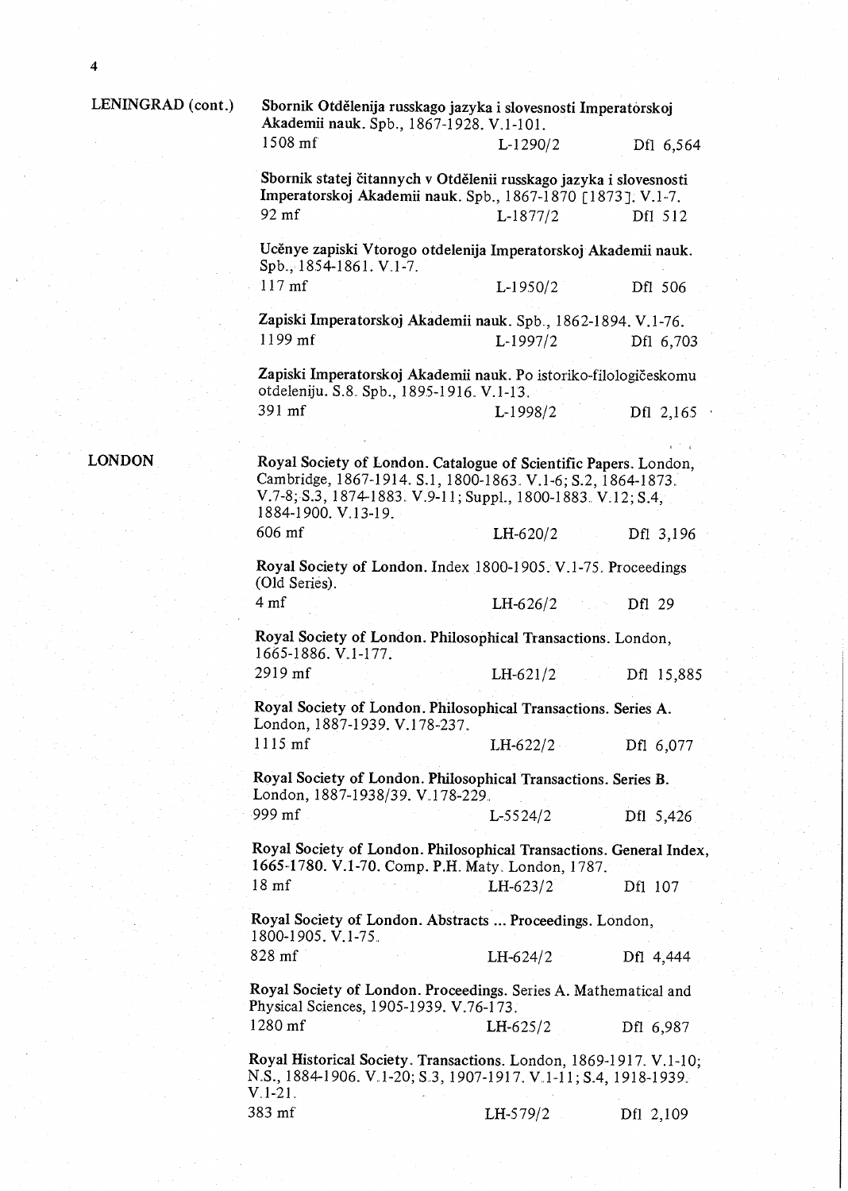LENINGRAD (cont.)

**Sbornik Otdělenija russkago jazyka i slovesnosti Imperatorskoj Akademii nauk.** Spb., 1867-1928. V.1-101.
1508 mf | L-1290/2 | Dfl 6,564

**Sbornik statej čitannych v Otdělenii russkago jazyka i slovesnosti Imperatorskoj Akademii nauk.** Spb., 1867-1870 [1873]. V.1-7.
92 mf | L-1877/2 | Dfl 512

**Učenye zapiski Vtorogo otdelenija Imperatorskoj Akademii nauk.** Spb., 1854-1861. V.1-7.
117 mf | L-1950/2 | Dfl 506

**Zapiski Imperatorskoj Akademii nauk.** Spb., 1862-1894. V.1-76.
1199 mf | L-1997/2 | Dfl 6,703

**Zapiski Imperatorskoj Akademii nauk.** Po istoriko-filologičeskomu otdeleniju. S.8. Spb., 1895-1916. V.1-13.
391 mf | L-1998/2 | Dfl 2,165

LONDON

**Royal Society of London.** Catalogue of Scientific Papers. London, Cambridge, 1867-1914. S.1, 1800-1863. V.1-6; S.2, 1864-1873. V.7-8; S.3, 1874-1883. V.9-11; Suppl., 1800-1883. V.12; S.4, 1884-1900. V.13-19.
606 mf | LH-620/2 | Dfl 3,196

**Royal Society of London.** Index 1800-1905. V.1-75. Proceedings (Old Series).
4 mf | LH-626/2 | Dfl 29

**Royal Society of London. Philosophical Transactions.** London, 1665-1886. V.1-177.
2919 mf | LH-621/2 | Dfl 15,885

**Royal Society of London. Philosophical Transactions. Series A.** London, 1887-1939. V.178-237.
1115 mf | LH-622/2 | Dfl 6,077

**Royal Society of London. Philosophical Transactions. Series B.** London, 1887-1938/39. V.178-229.
999 mf | L-5524/2 | Dfl 5,426

**Royal Society of London. Philosophical Transactions. General Index, 1665-1780.** V.1-70. Comp. P.H. Maty. London, 1787.
18 mf | LH-623/2 | Dfl 107

**Royal Society of London. Abstracts ... Proceedings.** London, 1800-1905. V.1-75.
828 mf | LH-624/2 | Dfl 4,444

**Royal Society of London. Proceedings.** Series A. Mathematical and Physical Sciences, 1905-1939. V.76-173.
1280 mf | LH-625/2 | Dfl 6,987

**Royal Historical Society.** Transactions. London, 1869-1917. V.1-10; N.S., 1884-1906. V.1-20; S.3, 1907-1917. V.1-11; S.4, 1918-1939. V.1-21.
383 mf | LH-579/2 | Dfl 2,109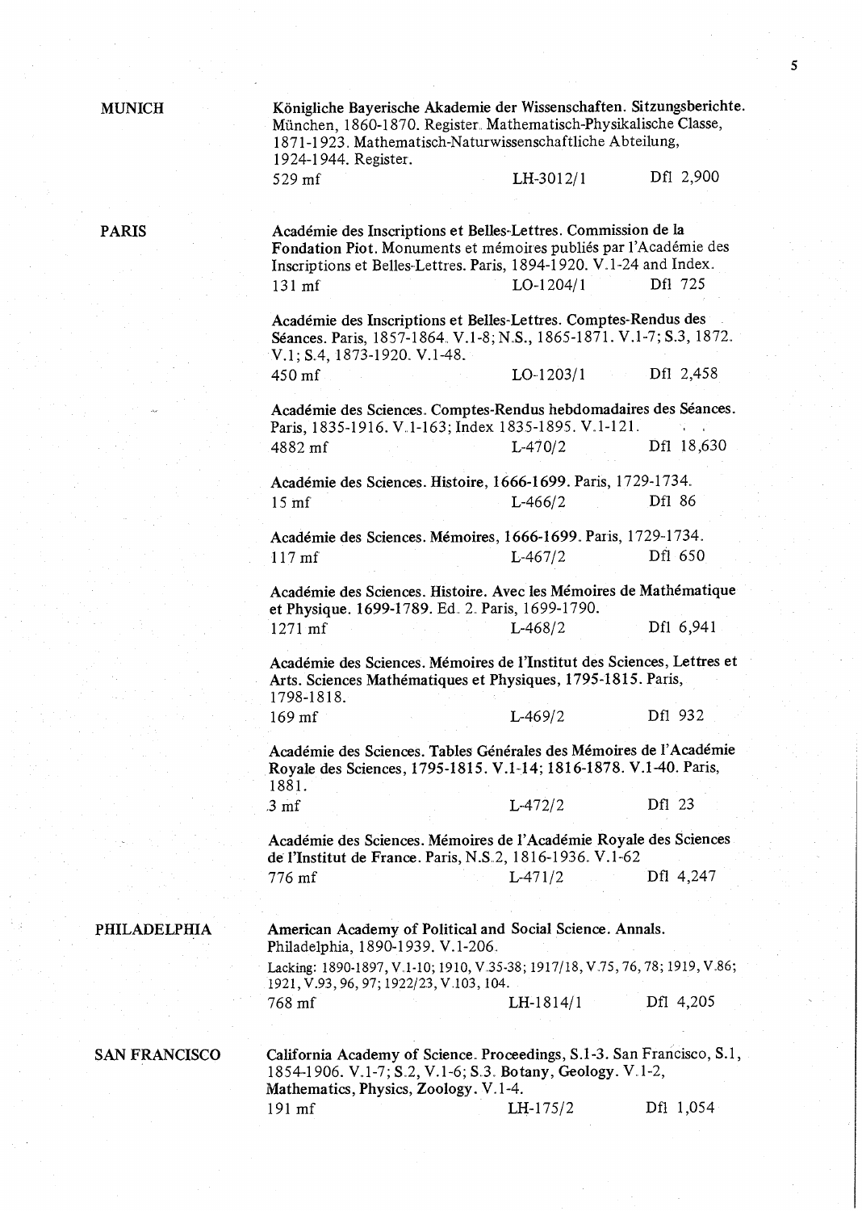**MUNICH**

**Königliche Bayerische Akademie der Wissenschaften. Sitzungsberichte.** München, 1860-1870. Register. Mathematisch-Physikalische Classe, 1871-1923. Mathematisch-Naturwissenschaftliche Abteilung, 1924-1944. Register.

529 mf | LH-3012/1 | Dfl 2,900

**PARIS**

**Académie des Inscriptions et Belles-Lettres. Commission de la Fondation Piot.** Monuments et mémoires publiés par l'Académie des Inscriptions et Belles-Lettres. Paris, 1894-1920. V.1-24 and Index.

131 mf | LO-1204/1 | Dfl 725

**Académie des Inscriptions et Belles-Lettres. Comptes-Rendus des Séances.** Paris, 1857-1864. V.1-8; N.S., 1865-1871. V.1-7; S.3, 1872. V.1; S.4, 1873-1920. V.1-48.

450 mf | LO-1203/1 | Dfl 2,458

**Académie des Sciences. Comptes-Rendus hebdomadaires des Séances.** Paris, 1835-1916. V.1-163; Index 1835-1895. V.1-121.

4882 mf | L-470/2 | Dfl 18,630

**Académie des Sciences. Histoire, 1666-1699.** Paris, 1729-1734.

15 mf | L-466/2 | Dfl 86

**Académie des Sciences. Mémoires, 1666-1699.** Paris, 1729-1734.

117 mf | L-467/2 | Dfl 650

**Académie des Sciences. Histoire. Avec les Mémoires de Mathématique et Physique. 1699-1789.** Ed. 2. Paris, 1699-1790.

1271 mf | L-468/2 | Dfl 6,941

**Académie des Sciences. Mémoires de l'Institut des Sciences, Lettres et Arts. Sciences Mathématiques et Physiques, 1795-1815.** Paris, 1798-1818.

169 mf | L-469/2 | Dfl 932

**Académie des Sciences. Tables Générales des Mémoires de l'Académie Royale des Sciences, 1795-1815. V.1-14; 1816-1878. V.1-40.** Paris, 1881.

3 mf | L-472/2 | Dfl 23

**Académie des Sciences. Mémoires de l'Académie Royale des Sciences de l'Institut de France.** Paris, N.S.2, 1816-1936. V.1-62

776 mf | L-471/2 | Dfl 4,247

**PHILADELPHIA**

**American Academy of Political and Social Science. Annals.** Philadelphia, 1890-1939. V.1-206.

Lacking: 1890-1897, V.1-10; 1910, V.35-38; 1917/18, V.75, 76, 78; 1919, V.86; 1921, V.93, 96, 97; 1922/23, V.103, 104.

768 mf | LH-1814/1 | Dfl 4,205

**SAN FRANCISCO**

**California Academy of Science. Proceedings, S.1-3.** San Francisco, S.1, 1854-1906. V.1-7; S.2, V.1-6; S.3. **Botany, Geology.** V.1-2, **Mathematics, Physics, Zoology.** V.1-4.

191 mf | LH-175/2 | Dfl 1,054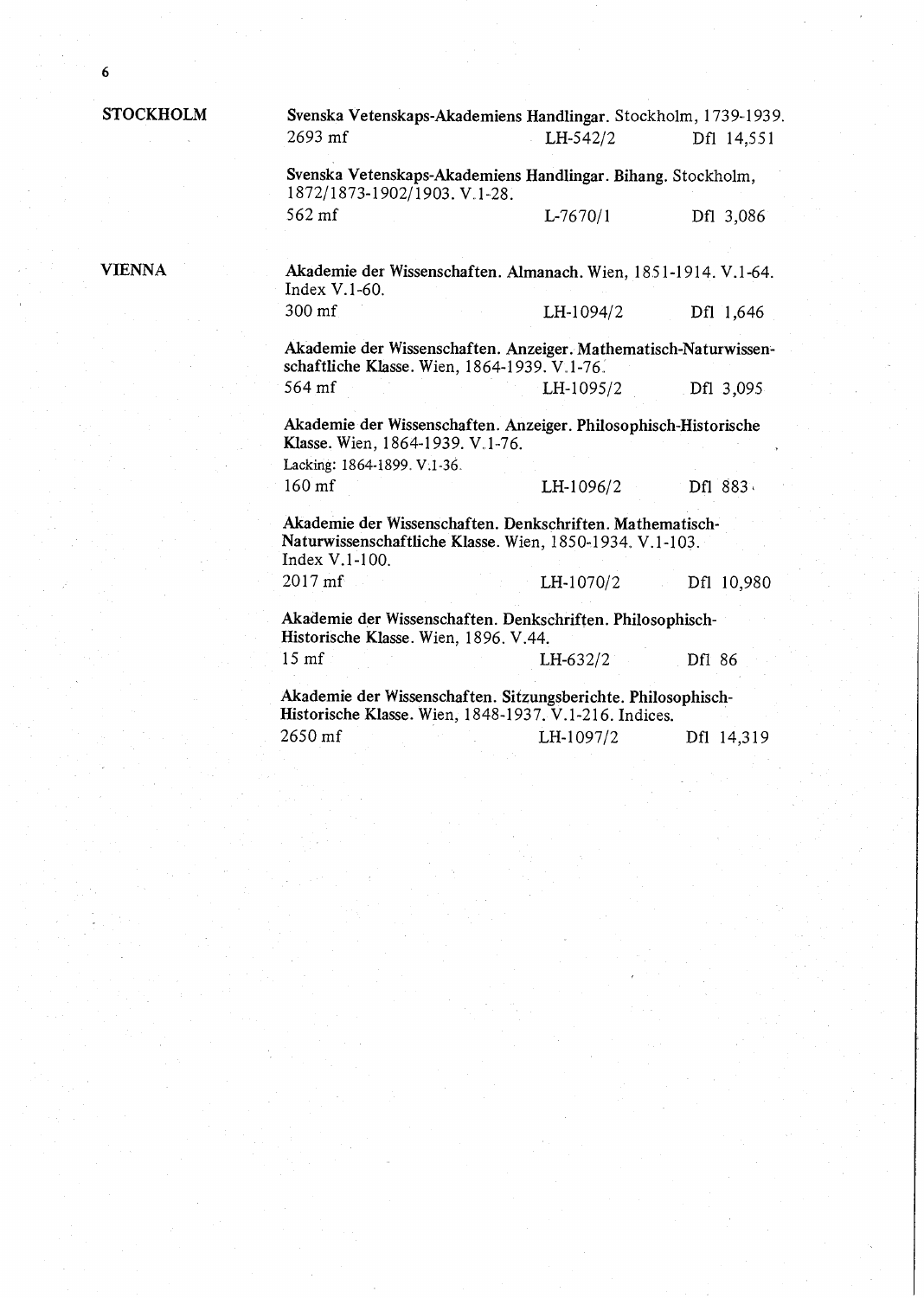## STOCKHOLM

**Svenska Vetenskaps-Akademiens Handlingar.** Stockholm, 1739-1939.
2693 mf — LH-542/2 — Dfl 14,551

**Svenska Vetenskaps-Akademiens Handlingar. Bihang.** Stockholm, 1872/1873-1902/1903. V.1-28.
562 mf — L-7670/1 — Dfl 3,086

## VIENNA

**Akademie der Wissenschaften. Almanach.** Wien, 1851-1914. V.1-64. Index V.1-60.
300 mf — LH-1094/2 — Dfl 1,646

**Akademie der Wissenschaften. Anzeiger. Mathematisch-Naturwissenschaftliche Klasse.** Wien, 1864-1939. V.1-76.
564 mf — LH-1095/2 — Dfl 3,095

**Akademie der Wissenschaften. Anzeiger. Philosophisch-Historische Klasse.** Wien, 1864-1939. V.1-76.
Lacking: 1864-1899. V.1-36.
160 mf — LH-1096/2 — Dfl 883

**Akademie der Wissenschaften. Denkschriften. Mathematisch-Naturwissenschaftliche Klasse.** Wien, 1850-1934. V.1-103. Index V.1-100.
2017 mf — LH-1070/2 — Dfl 10,980

**Akademie der Wissenschaften. Denkschriften. Philosophisch-Historische Klasse.** Wien, 1896. V.44.
15 mf — LH-632/2 — Dfl 86

**Akademie der Wissenschaften. Sitzungsberichte. Philosophisch-Historische Klasse.** Wien, 1848-1937. V.1-216. Indices.
2650 mf — LH-1097/2 — Dfl 14,319